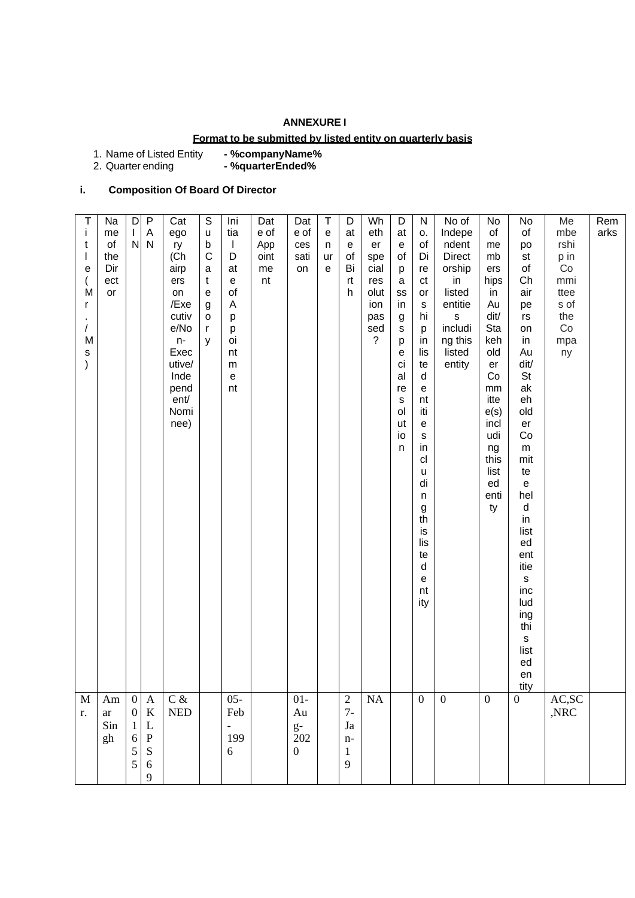**ANNEXURE I**

**Format to be submitted by listed entity on quarterly basis**

1. Name of Listed Entity - **%companyName%**
2. Quarter ending - **%quarterEnded%**

**i. Composition Of Board Of Director**

| Title (Mr./Ms.) | Name of the Director | DIN | PAN | Category (Chairperson/Executive/Non-Executive/Independent/Nominee) | Sub Category | Initial Date of Appointment | Date of Appointment | Date of cessation | Tenure | Date of Birth | Whether special resolution passed? | Date of passing special resolution | No. of Directorship in listed entities including this listed entity | No of Independent Directorship in listed entities including this listed entity | No of memberships in Audit/Stakeholder Committee(s) including this listed entity | No of post of Chairperson in Audit/Stakeholder Committee held in listed entities including this listed entity | Membership in Committees of the Company | Remarks |
|---|---|---|---|---|---|---|---|---|---|---|---|---|---|---|---|---|---|---|
| Mr. | Amar Singh | 001655 | AKLPS69 | C & NED | | 05-Feb-1996 | | 01-Aug-2020 | | 27-Jan-19 | NA | | 0 | 0 | 0 | 0 | AC,SC,NRC | |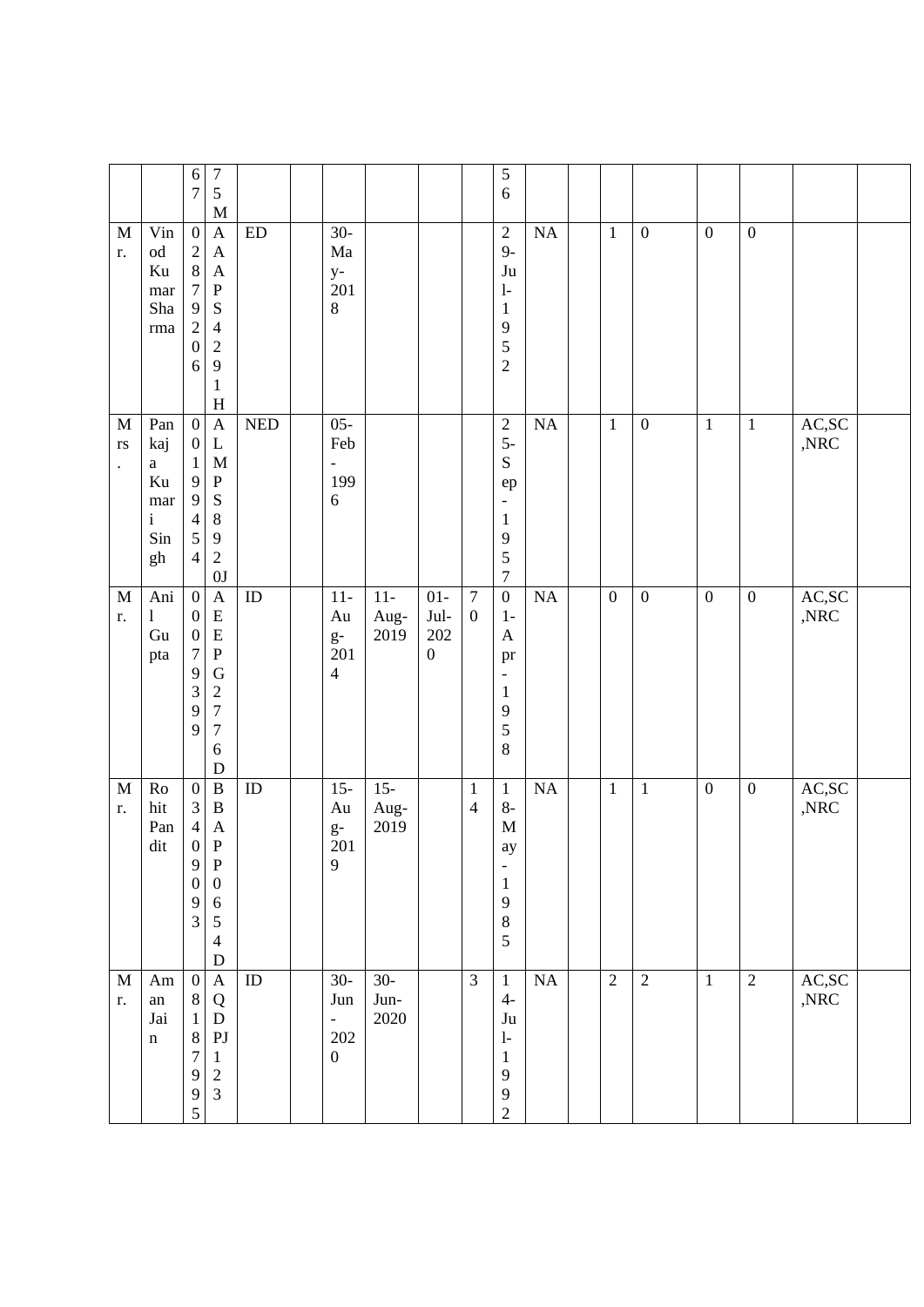| | | 67 | 75M | | | | | | | 56 | | | | | | | | |
|---|---|---|---|---|---|---|---|---|---|---|---|---|---|---|---|---|---|---|
| Mr. | Vinod Kumar Sharma | 02879206 | AAAPS4291H | ED | | 30-May-2018 | | | | 29-Jul-1952 | NA | | 1 | 0 | 0 | 0 | | |
| Mrs. | Pankaja Kumari Singh | 00199454 | ALMPS8920J | NED | | 05-Feb-1996 | | | | 25-Sep-1957 | NA | | 1 | 0 | 1 | 1 | AC,SC,NRC | |
| Mr. | Anil Gupta | 00079399 | AEEPG2776D | ID | | 11-Aug-2014 | 11-Aug-2019 | 01-Jul-2020 | 70 | 01-Apr-1958 | NA | | 0 | 0 | 0 | 0 | AC,SC,NRC | |
| Mr. | Rohit Pandit | 03409093 | BBAPP0654D | ID | | 15-Aug-2019 | 15-Aug-2019 | | 14 | 18-May-1985 | NA | | 1 | 1 | 0 | 0 | AC,SC,NRC | |
| Mr. | Aman Jain | 08187995 | AQDPJ123 | ID | | 30-Jun-2020 | 30-Jun-2020 | | 3 | 14-Jul-1992 | NA | | 2 | 2 | 1 | 2 | AC,SC,NRC | |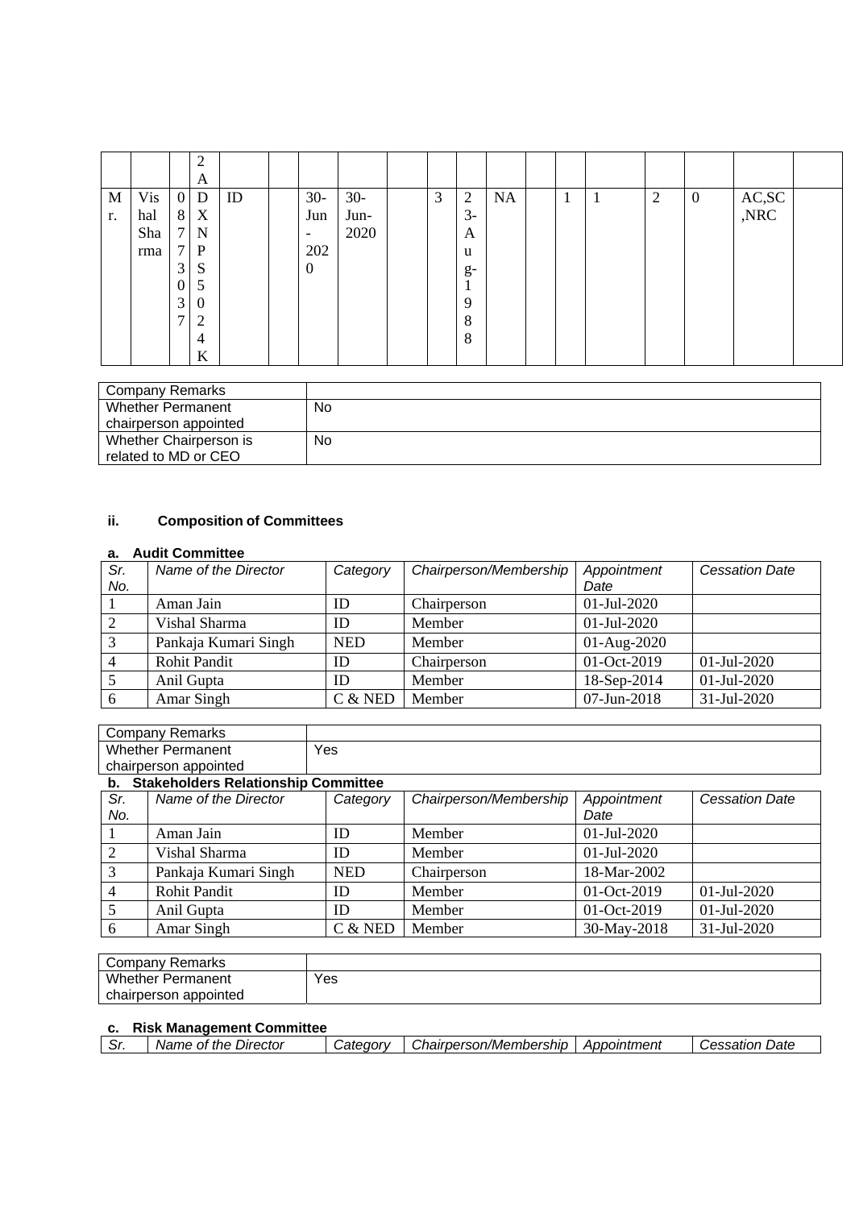|  |  |  | 2A |  |  |  |  |  |  |  |  |  |  |  |  |  |  |  |
|---|---|---|---|---|---|---|---|---|---|---|---|---|---|---|---|---|---|---|
| Mr. | Vishal Sharma | 08773037 | DXNPS5024K | ID |  | 30-Jun-2020 | 30-Jun-2020 |  | 3 | 23-Aug-1988 | NA |  | 1 | 1 | 2 | 0 | AC,SC,NRC |  |

| Company Remarks |  |
|---|---|
| Whether Permanent chairperson appointed | No |
| Whether Chairperson is related to MD or CEO | No |

### ii. Composition of Committees

**a. Audit Committee**

| Sr. No. | Name of the Director | Category | Chairperson/Membership | Appointment Date | Cessation Date |
|---|---|---|---|---|---|
| 1 | Aman Jain | ID | Chairperson | 01-Jul-2020 |  |
| 2 | Vishal Sharma | ID | Member | 01-Jul-2020 |  |
| 3 | Pankaja Kumari Singh | NED | Member | 01-Aug-2020 |  |
| 4 | Rohit Pandit | ID | Chairperson | 01-Oct-2019 | 01-Jul-2020 |
| 5 | Anil Gupta | ID | Member | 18-Sep-2014 | 01-Jul-2020 |
| 6 | Amar Singh | C & NED | Member | 07-Jun-2018 | 31-Jul-2020 |

| Company Remarks |  |
|---|---|
| Whether Permanent chairperson appointed | Yes |

**b. Stakeholders Relationship Committee**

| Sr. No. | Name of the Director | Category | Chairperson/Membership | Appointment Date | Cessation Date |
|---|---|---|---|---|---|
| 1 | Aman Jain | ID | Member | 01-Jul-2020 |  |
| 2 | Vishal Sharma | ID | Member | 01-Jul-2020 |  |
| 3 | Pankaja Kumari Singh | NED | Chairperson | 18-Mar-2002 |  |
| 4 | Rohit Pandit | ID | Member | 01-Oct-2019 | 01-Jul-2020 |
| 5 | Anil Gupta | ID | Member | 01-Oct-2019 | 01-Jul-2020 |
| 6 | Amar Singh | C & NED | Member | 30-May-2018 | 31-Jul-2020 |

| Company Remarks |  |
|---|---|
| Whether Permanent chairperson appointed | Yes |

**c. Risk Management Committee**

| Sr. | Name of the Director | Category | Chairperson/Membership | Appointment | Cessation Date |
|---|---|---|---|---|---|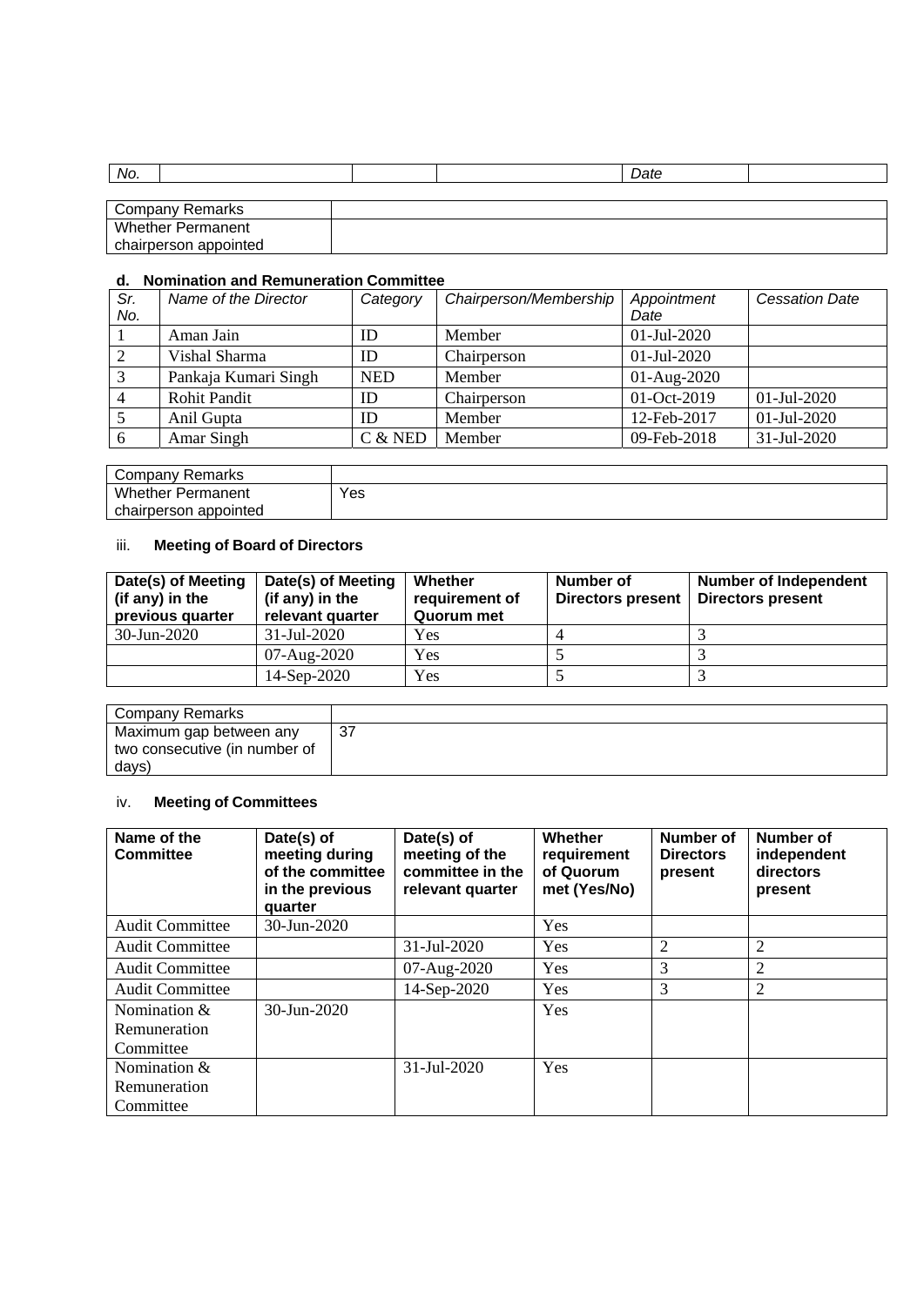| No. | | | | Date | |
|---|---|---|---|---|---|

| Company Remarks | |
|---|---|
| Whether Permanent chairperson appointed | |

**d. Nomination and Remuneration Committee**

| Sr. No. | Name of the Director | Category | Chairperson/Membership | Appointment Date | Cessation Date |
|---|---|---|---|---|---|
| 1 | Aman Jain | ID | Member | 01-Jul-2020 | |
| 2 | Vishal Sharma | ID | Chairperson | 01-Jul-2020 | |
| 3 | Pankaja Kumari Singh | NED | Member | 01-Aug-2020 | |
| 4 | Rohit Pandit | ID | Chairperson | 01-Oct-2019 | 01-Jul-2020 |
| 5 | Anil Gupta | ID | Member | 12-Feb-2017 | 01-Jul-2020 |
| 6 | Amar Singh | C & NED | Member | 09-Feb-2018 | 31-Jul-2020 |

| Company Remarks | |
|---|---|
| Whether Permanent chairperson appointed | Yes |

iii. **Meeting of Board of Directors**

| Date(s) of Meeting (if any) in the previous quarter | Date(s) of Meeting (if any) in the relevant quarter | Whether requirement of Quorum met | Number of Directors present | Number of Independent Directors present |
|---|---|---|---|---|
| 30-Jun-2020 | 31-Jul-2020 | Yes | 4 | 3 |
| | 07-Aug-2020 | Yes | 5 | 3 |
| | 14-Sep-2020 | Yes | 5 | 3 |

| Company Remarks | |
|---|---|
| Maximum gap between any two consecutive (in number of days) | 37 |

iv. **Meeting of Committees**

| Name of the Committee | Date(s) of meeting during of the committee in the previous quarter | Date(s) of meeting of the committee in the relevant quarter | Whether requirement of Quorum met (Yes/No) | Number of Directors present | Number of independent directors present |
|---|---|---|---|---|---|
| Audit Committee | 30-Jun-2020 | | Yes | | |
| Audit Committee | | 31-Jul-2020 | Yes | 2 | 2 |
| Audit Committee | | 07-Aug-2020 | Yes | 3 | 2 |
| Audit Committee | | 14-Sep-2020 | Yes | 3 | 2 |
| Nomination & Remuneration Committee | 30-Jun-2020 | | Yes | | |
| Nomination & Remuneration Committee | | 31-Jul-2020 | Yes | | |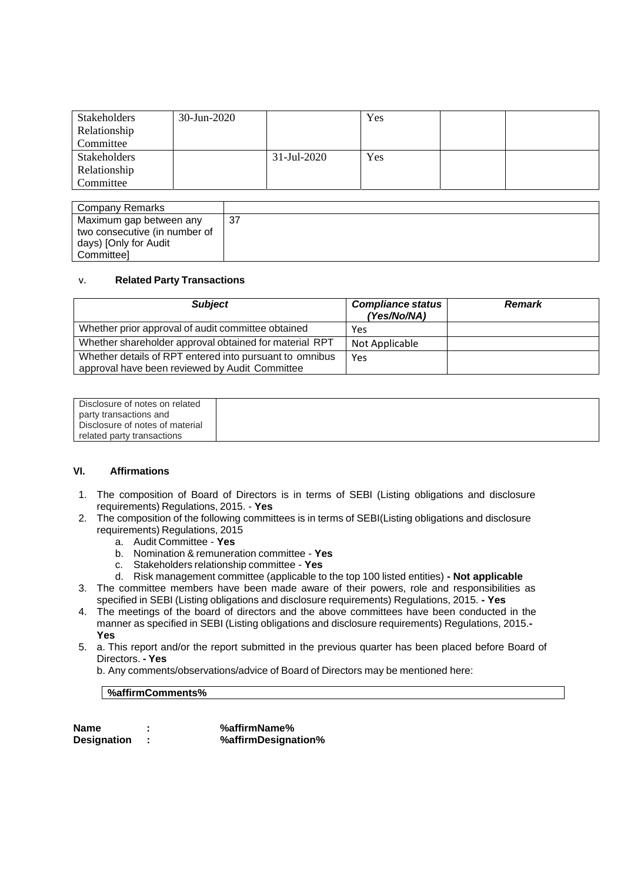| Stakeholders Relationship Committee | 30-Jun-2020 | | Yes | | |
|---|---|---|---|---|---|
| Stakeholders Relationship Committee | | 31-Jul-2020 | Yes | | |

| Company Remarks | |
|---|---|
| Maximum gap between any two consecutive (in number of days) [Only for Audit Committee] | 37 |

v. **Related Party Transactions**

| ***Subject*** | ***Compliance status (Yes/No/NA)*** | ***Remark*** |
|---|---|---|
| Whether prior approval of audit committee obtained | Yes | |
| Whether shareholder approval obtained for material RPT | Not Applicable | |
| Whether details of RPT entered into pursuant to omnibus approval have been reviewed by Audit Committee | Yes | |

| Disclosure of notes on related party transactions and Disclosure of notes of material related party transactions | |
|---|---|

**VI. Affirmations**

1. The composition of Board of Directors is in terms of SEBI (Listing obligations and disclosure requirements) Regulations, 2015. - **Yes**
2. The composition of the following committees is in terms of SEBI(Listing obligations and disclosure requirements) Regulations, 2015
   a. Audit Committee - **Yes**
   b. Nomination & remuneration committee - **Yes**
   c. Stakeholders relationship committee - **Yes**
   d. Risk management committee (applicable to the top 100 listed entities) **- Not applicable**
3. The committee members have been made aware of their powers, role and responsibilities as specified in SEBI (Listing obligations and disclosure requirements) Regulations, 2015. **- Yes**
4. The meetings of the board of directors and the above committees have been conducted in the manner as specified in SEBI (Listing obligations and disclosure requirements) Regulations, 2015.**- Yes**
5. a. This report and/or the report submitted in the previous quarter has been placed before Board of Directors. **- Yes**
   b. Any comments/observations/advice of Board of Directors may be mentioned here:

| **%affirmComments%** |
|---|

**Name** : **%affirmName%**
**Designation** : **%affirmDesignation%**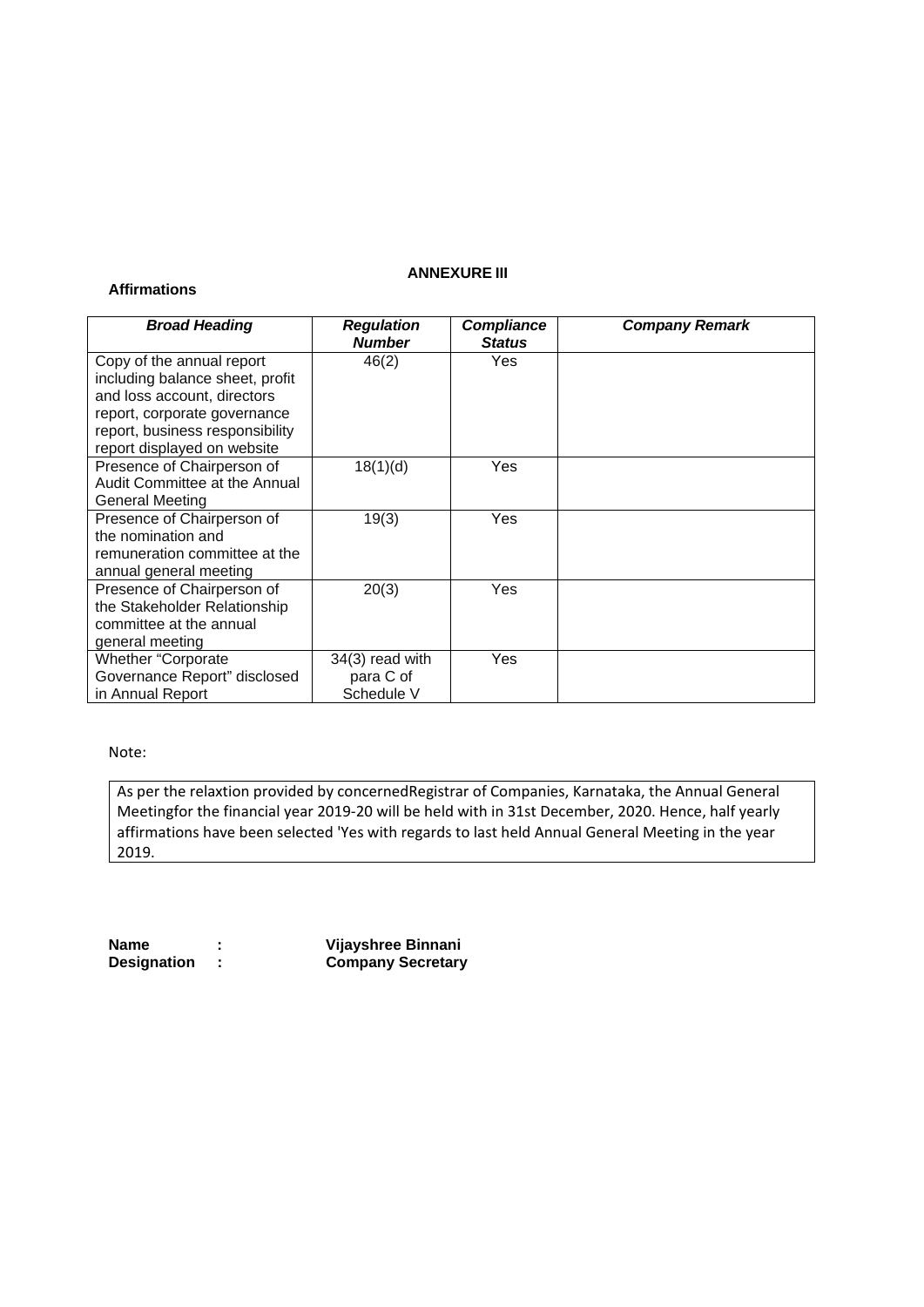## ANNEXURE III

**Affirmations**

| ***Broad Heading*** | ***Regulation Number*** | ***Compliance Status*** | ***Company Remark*** |
|---|---|---|---|
| Copy of the annual report including balance sheet, profit and loss account, directors report, corporate governance report, business responsibility report displayed on website | 46(2) | Yes | |
| Presence of Chairperson of Audit Committee at the Annual General Meeting | 18(1)(d) | Yes | |
| Presence of Chairperson of the nomination and remuneration committee at the annual general meeting | 19(3) | Yes | |
| Presence of Chairperson of the Stakeholder Relationship committee at the annual general meeting | 20(3) | Yes | |
| Whether "Corporate Governance Report" disclosed in Annual Report | 34(3) read with para C of Schedule V | Yes | |

Note:

As per the relaxtion provided by concernedRegistrar of Companies, Karnataka, the Annual General Meetingfor the financial year 2019-20 will be held with in 31st December, 2020. Hence, half yearly affirmations have been selected 'Yes with regards to last held Annual General Meeting in the year 2019.

**Name : Vijayshree Binnani**
**Designation : Company Secretary**